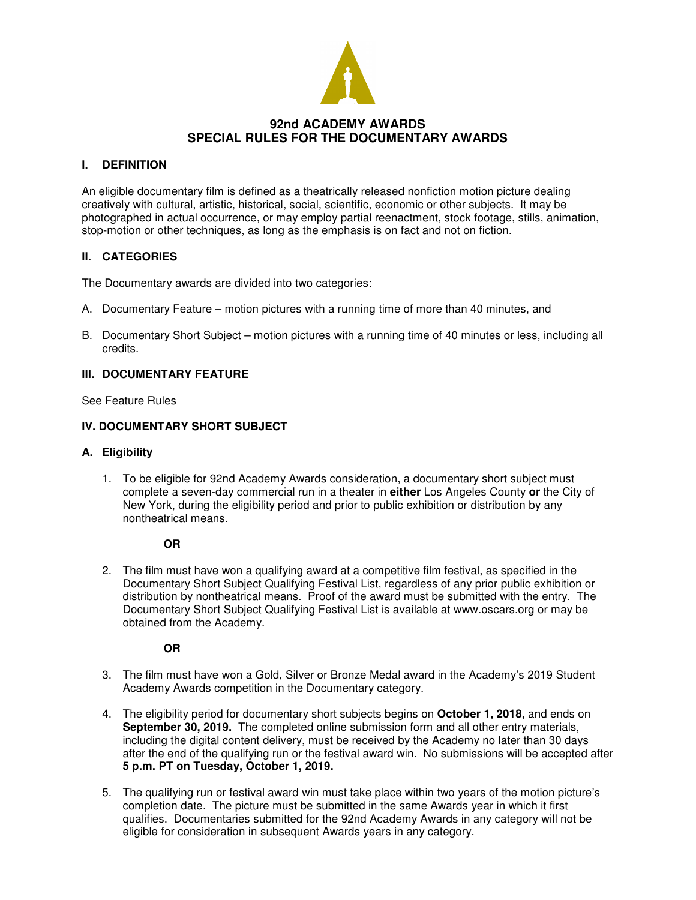# 92nd ACADEMY AWARDS
# SPECIAL RULES FOR THE DOCUMENTARY AWARDS

## I. DEFINITION

An eligible documentary film is defined as a theatrically released nonfiction motion picture dealing creatively with cultural, artistic, historical, social, scientific, economic or other subjects. It may be photographed in actual occurrence, or may employ partial reenactment, stock footage, stills, animation, stop-motion or other techniques, as long as the emphasis is on fact and not on fiction.

## II. CATEGORIES

The Documentary awards are divided into two categories:

A. Documentary Feature – motion pictures with a running time of more than 40 minutes, and

B. Documentary Short Subject – motion pictures with a running time of 40 minutes or less, including all credits.

## III. DOCUMENTARY FEATURE

See Feature Rules

## IV. DOCUMENTARY SHORT SUBJECT

### A. Eligibility

1. To be eligible for 92nd Academy Awards consideration, a documentary short subject must complete a seven-day commercial run in a theater in **either** Los Angeles County **or** the City of New York, during the eligibility period and prior to public exhibition or distribution by any nontheatrical means.

   **OR**

2. The film must have won a qualifying award at a competitive film festival, as specified in the Documentary Short Subject Qualifying Festival List, regardless of any prior public exhibition or distribution by nontheatrical means. Proof of the award must be submitted with the entry. The Documentary Short Subject Qualifying Festival List is available at www.oscars.org or may be obtained from the Academy.

   **OR**

3. The film must have won a Gold, Silver or Bronze Medal award in the Academy's 2019 Student Academy Awards competition in the Documentary category.

4. The eligibility period for documentary short subjects begins on **October 1, 2018,** and ends on **September 30, 2019.** The completed online submission form and all other entry materials, including the digital content delivery, must be received by the Academy no later than 30 days after the end of the qualifying run or the festival award win. No submissions will be accepted after **5 p.m. PT on Tuesday, October 1, 2019.**

5. The qualifying run or festival award win must take place within two years of the motion picture's completion date. The picture must be submitted in the same Awards year in which it first qualifies. Documentaries submitted for the 92nd Academy Awards in any category will not be eligible for consideration in subsequent Awards years in any category.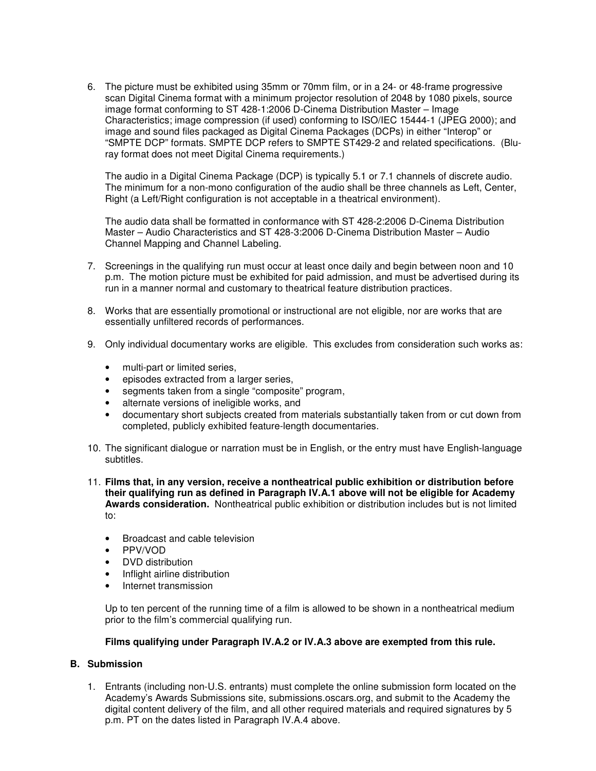6. The picture must be exhibited using 35mm or 70mm film, or in a 24- or 48-frame progressive scan Digital Cinema format with a minimum projector resolution of 2048 by 1080 pixels, source image format conforming to ST 428-1:2006 D-Cinema Distribution Master – Image Characteristics; image compression (if used) conforming to ISO/IEC 15444-1 (JPEG 2000); and image and sound files packaged as Digital Cinema Packages (DCPs) in either "Interop" or "SMPTE DCP" formats. SMPTE DCP refers to SMPTE ST429-2 and related specifications. (Blu-ray format does not meet Digital Cinema requirements.)

   The audio in a Digital Cinema Package (DCP) is typically 5.1 or 7.1 channels of discrete audio. The minimum for a non-mono configuration of the audio shall be three channels as Left, Center, Right (a Left/Right configuration is not acceptable in a theatrical environment).

   The audio data shall be formatted in conformance with ST 428-2:2006 D-Cinema Distribution Master – Audio Characteristics and ST 428-3:2006 D-Cinema Distribution Master – Audio Channel Mapping and Channel Labeling.

7. Screenings in the qualifying run must occur at least once daily and begin between noon and 10 p.m. The motion picture must be exhibited for paid admission, and must be advertised during its run in a manner normal and customary to theatrical feature distribution practices.

8. Works that are essentially promotional or instructional are not eligible, nor are works that are essentially unfiltered records of performances.

9. Only individual documentary works are eligible. This excludes from consideration such works as:

   - multi-part or limited series,
   - episodes extracted from a larger series,
   - segments taken from a single "composite" program,
   - alternate versions of ineligible works, and
   - documentary short subjects created from materials substantially taken from or cut down from completed, publicly exhibited feature-length documentaries.

10. The significant dialogue or narration must be in English, or the entry must have English-language subtitles.

11. **Films that, in any version, receive a nontheatrical public exhibition or distribution before their qualifying run as defined in Paragraph IV.A.1 above will not be eligible for Academy Awards consideration.** Nontheatrical public exhibition or distribution includes but is not limited to:

    - Broadcast and cable television
    - PPV/VOD
    - DVD distribution
    - Inflight airline distribution
    - Internet transmission

    Up to ten percent of the running time of a film is allowed to be shown in a nontheatrical medium prior to the film's commercial qualifying run.

    **Films qualifying under Paragraph IV.A.2 or IV.A.3 above are exempted from this rule.**

## B. Submission

1. Entrants (including non-U.S. entrants) must complete the online submission form located on the Academy's Awards Submissions site, submissions.oscars.org, and submit to the Academy the digital content delivery of the film, and all other required materials and required signatures by 5 p.m. PT on the dates listed in Paragraph IV.A.4 above.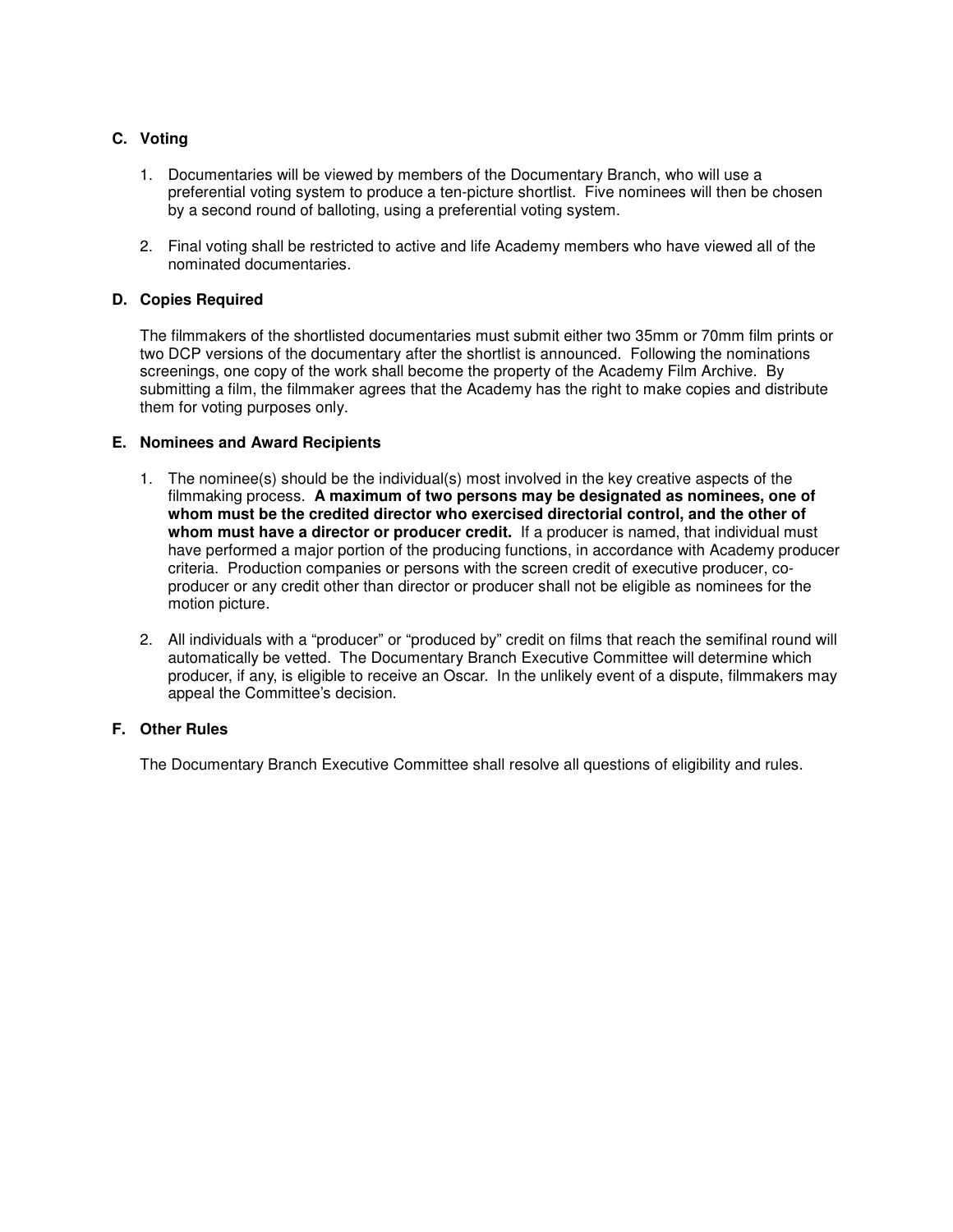### C. Voting

1. Documentaries will be viewed by members of the Documentary Branch, who will use a preferential voting system to produce a ten-picture shortlist. Five nominees will then be chosen by a second round of balloting, using a preferential voting system.

2. Final voting shall be restricted to active and life Academy members who have viewed all of the nominated documentaries.

### D. Copies Required

The filmmakers of the shortlisted documentaries must submit either two 35mm or 70mm film prints or two DCP versions of the documentary after the shortlist is announced. Following the nominations screenings, one copy of the work shall become the property of the Academy Film Archive. By submitting a film, the filmmaker agrees that the Academy has the right to make copies and distribute them for voting purposes only.

### E. Nominees and Award Recipients

1. The nominee(s) should be the individual(s) most involved in the key creative aspects of the filmmaking process. **A maximum of two persons may be designated as nominees, one of whom must be the credited director who exercised directorial control, and the other of whom must have a director or producer credit.** If a producer is named, that individual must have performed a major portion of the producing functions, in accordance with Academy producer criteria. Production companies or persons with the screen credit of executive producer, co-producer or any credit other than director or producer shall not be eligible as nominees for the motion picture.

2. All individuals with a "producer" or "produced by" credit on films that reach the semifinal round will automatically be vetted. The Documentary Branch Executive Committee will determine which producer, if any, is eligible to receive an Oscar. In the unlikely event of a dispute, filmmakers may appeal the Committee's decision.

### F. Other Rules

The Documentary Branch Executive Committee shall resolve all questions of eligibility and rules.